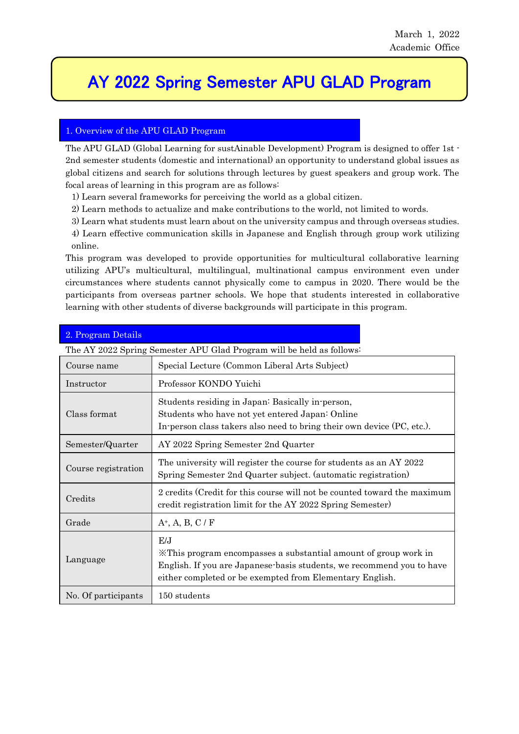March 1, 2022
Academic Office

# AY 2022 Spring Semester APU GLAD Program

## 1. Overview of the APU GLAD Program

The APU GLAD (Global Learning for sustAinable Development) Program is designed to offer 1st - 2nd semester students (domestic and international) an opportunity to understand global issues as global citizens and search for solutions through lectures by guest speakers and group work. The focal areas of learning in this program are as follows:

1) Learn several frameworks for perceiving the world as a global citizen.
2) Learn methods to actualize and make contributions to the world, not limited to words.
3) Learn what students must learn about on the university campus and through overseas studies.
4) Learn effective communication skills in Japanese and English through group work utilizing online.

This program was developed to provide opportunities for multicultural collaborative learning utilizing APU's multicultural, multilingual, multinational campus environment even under circumstances where students cannot physically come to campus in 2020. There would be the participants from overseas partner schools. We hope that students interested in collaborative learning with other students of diverse backgrounds will participate in this program.

## 2. Program Details

The AY 2022 Spring Semester APU Glad Program will be held as follows:

| | |
|---|---|
| Course name | Special Lecture (Common Liberal Arts Subject) |
| Instructor | Professor KONDO Yuichi |
| Class format | Students residing in Japan: Basically in-person,<br>Students who have not yet entered Japan: Online<br>In-person class takers also need to bring their own device (PC, etc.). |
| Semester/Quarter | AY 2022 Spring Semester 2nd Quarter |
| Course registration | The university will register the course for students as an AY 2022 Spring Semester 2nd Quarter subject. (automatic registration) |
| Credits | 2 credits (Credit for this course will not be counted toward the maximum credit registration limit for the AY 2022 Spring Semester) |
| Grade | A+, A, B, C / F |
| Language | E/J<br>※This program encompasses a substantial amount of group work in English. If you are Japanese-basis students, we recommend you to have either completed or be exempted from Elementary English. |
| No. Of participants | 150 students |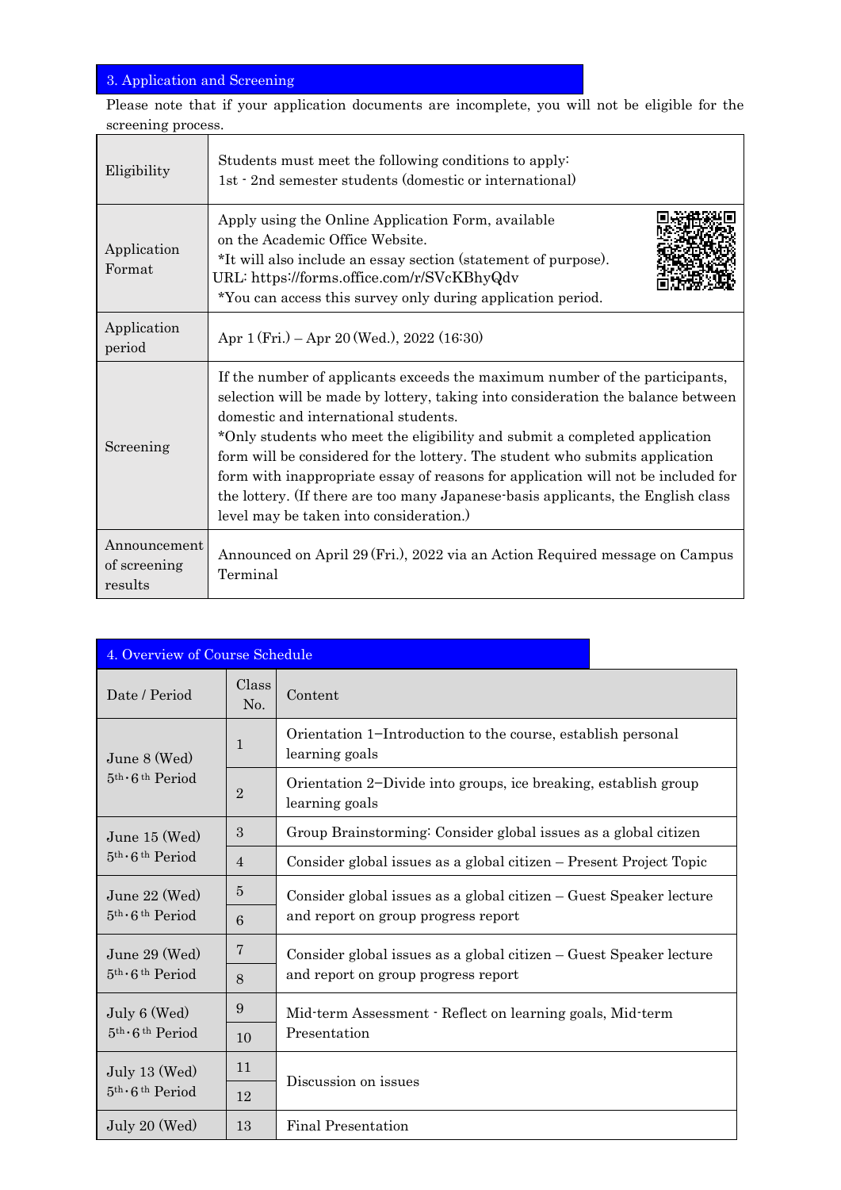## 3. Application and Screening

Please note that if your application documents are incomplete, you will not be eligible for the screening process.

| | |
|---|---|
| Eligibility | Students must meet the following conditions to apply:<br>1st - 2nd semester students (domestic or international) |
| Application Format | Apply using the Online Application Form, available on the Academic Office Website.<br>*It will also include an essay section (statement of purpose).<br>URL: https://forms.office.com/r/SVcKBhyQdv<br>*You can access this survey only during application period. |
| Application period | Apr 1 (Fri.) – Apr 20 (Wed.), 2022 (16:30) |
| Screening | If the number of applicants exceeds the maximum number of the participants, selection will be made by lottery, taking into consideration the balance between domestic and international students.<br>*Only students who meet the eligibility and submit a completed application form will be considered for the lottery. The student who submits application form with inappropriate essay of reasons for application will not be included for the lottery. (If there are too many Japanese-basis applicants, the English class level may be taken into consideration.) |
| Announcement of screening results | Announced on April 29 (Fri.), 2022 via an Action Required message on Campus Terminal |

## 4. Overview of Course Schedule

| Date / Period | Class No. | Content |
|---|---|---|
| June 8 (Wed) 5th・6th Period | 1 | Orientation 1−Introduction to the course, establish personal learning goals |
| | 2 | Orientation 2−Divide into groups, ice breaking, establish group learning goals |
| June 15 (Wed) 5th・6th Period | 3 | Group Brainstorming: Consider global issues as a global citizen |
| | 4 | Consider global issues as a global citizen – Present Project Topic |
| June 22 (Wed) 5th・6th Period | 5 | Consider global issues as a global citizen – Guest Speaker lecture and report on group progress report |
| | 6 | |
| June 29 (Wed) 5th・6th Period | 7 | Consider global issues as a global citizen – Guest Speaker lecture and report on group progress report |
| | 8 | |
| July 6 (Wed) 5th・6th Period | 9 | Mid-term Assessment - Reflect on learning goals, Mid-term Presentation |
| | 10 | |
| July 13 (Wed) 5th・6th Period | 11 | Discussion on issues |
| | 12 | |
| July 20 (Wed) | 13 | Final Presentation |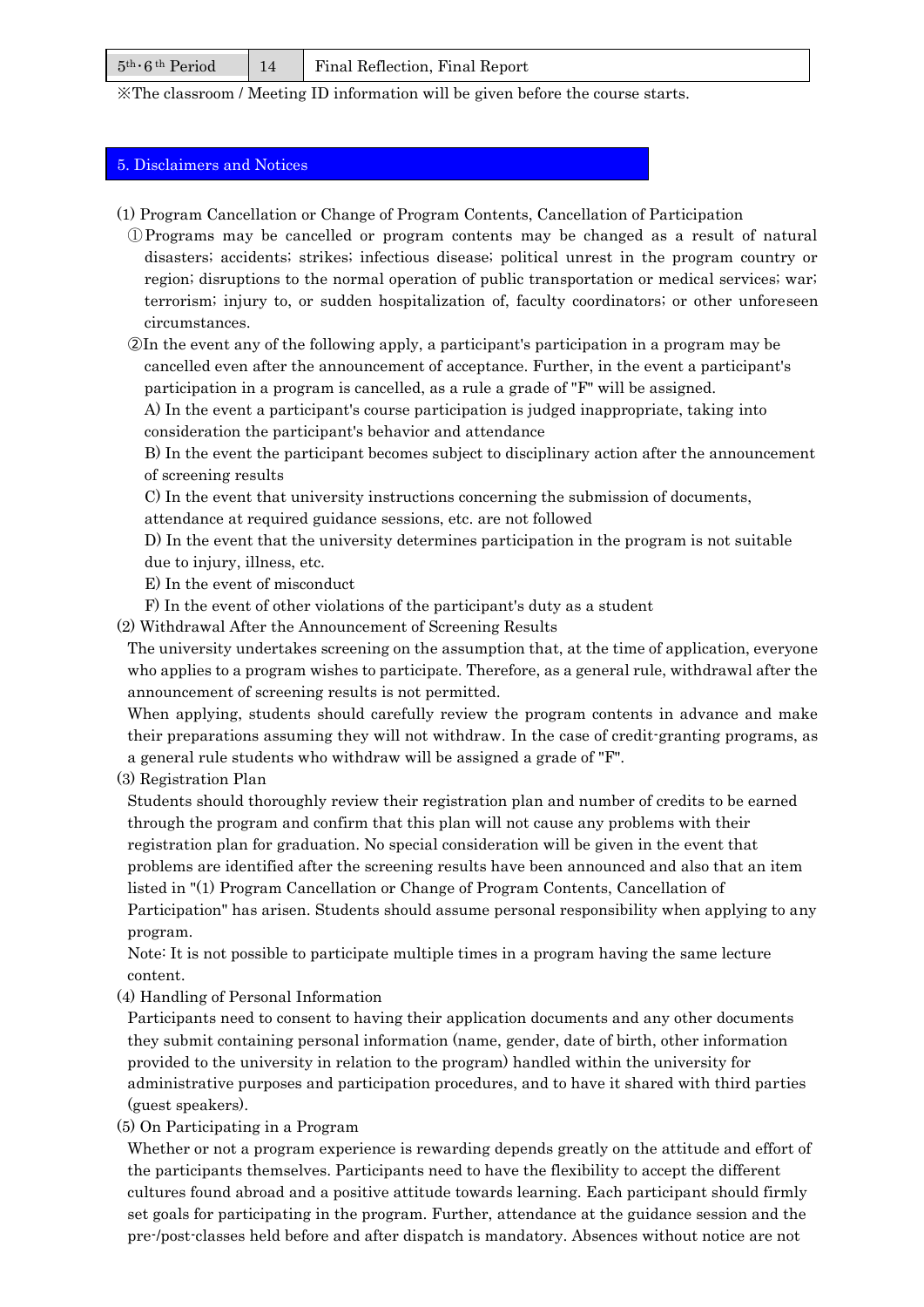| 5th・6th Period | 14 | Final Reflection, Final Report |
|---|---|---|

※The classroom / Meeting ID information will be given before the course starts.

## 5. Disclaimers and Notices

(1) Program Cancellation or Change of Program Contents, Cancellation of Participation

①Programs may be cancelled or program contents may be changed as a result of natural disasters; accidents; strikes; infectious disease; political unrest in the program country or region; disruptions to the normal operation of public transportation or medical services; war; terrorism; injury to, or sudden hospitalization of, faculty coordinators; or other unforeseen circumstances.

②In the event any of the following apply, a participant's participation in a program may be cancelled even after the announcement of acceptance. Further, in the event a participant's participation in a program is cancelled, as a rule a grade of "F" will be assigned.

A) In the event a participant's course participation is judged inappropriate, taking into consideration the participant's behavior and attendance

B) In the event the participant becomes subject to disciplinary action after the announcement of screening results

C) In the event that university instructions concerning the submission of documents, attendance at required guidance sessions, etc. are not followed

D) In the event that the university determines participation in the program is not suitable due to injury, illness, etc.

E) In the event of misconduct

F) In the event of other violations of the participant's duty as a student

(2) Withdrawal After the Announcement of Screening Results

The university undertakes screening on the assumption that, at the time of application, everyone who applies to a program wishes to participate. Therefore, as a general rule, withdrawal after the announcement of screening results is not permitted.

When applying, students should carefully review the program contents in advance and make their preparations assuming they will not withdraw. In the case of credit-granting programs, as a general rule students who withdraw will be assigned a grade of "F".

(3) Registration Plan

Students should thoroughly review their registration plan and number of credits to be earned through the program and confirm that this plan will not cause any problems with their registration plan for graduation. No special consideration will be given in the event that problems are identified after the screening results have been announced and also that an item listed in "(1) Program Cancellation or Change of Program Contents, Cancellation of Participation" has arisen. Students should assume personal responsibility when applying to any program.

Note: It is not possible to participate multiple times in a program having the same lecture content.

(4) Handling of Personal Information

Participants need to consent to having their application documents and any other documents they submit containing personal information (name, gender, date of birth, other information provided to the university in relation to the program) handled within the university for administrative purposes and participation procedures, and to have it shared with third parties (guest speakers).

(5) On Participating in a Program

Whether or not a program experience is rewarding depends greatly on the attitude and effort of the participants themselves. Participants need to have the flexibility to accept the different cultures found abroad and a positive attitude towards learning. Each participant should firmly set goals for participating in the program. Further, attendance at the guidance session and the pre-/post-classes held before and after dispatch is mandatory. Absences without notice are not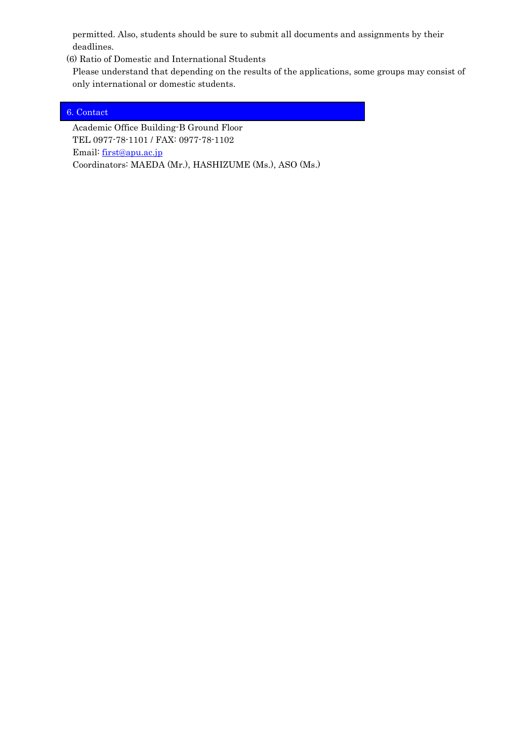permitted. Also, students should be sure to submit all documents and assignments by their deadlines.

(6) Ratio of Domestic and International Students

Please understand that depending on the results of the applications, some groups may consist of only international or domestic students.

## 6. Contact

Academic Office Building-B Ground Floor
TEL 0977-78-1101 / FAX: 0977-78-1102
Email: first@apu.ac.jp
Coordinators: MAEDA (Mr.), HASHIZUME (Ms.), ASO (Ms.)